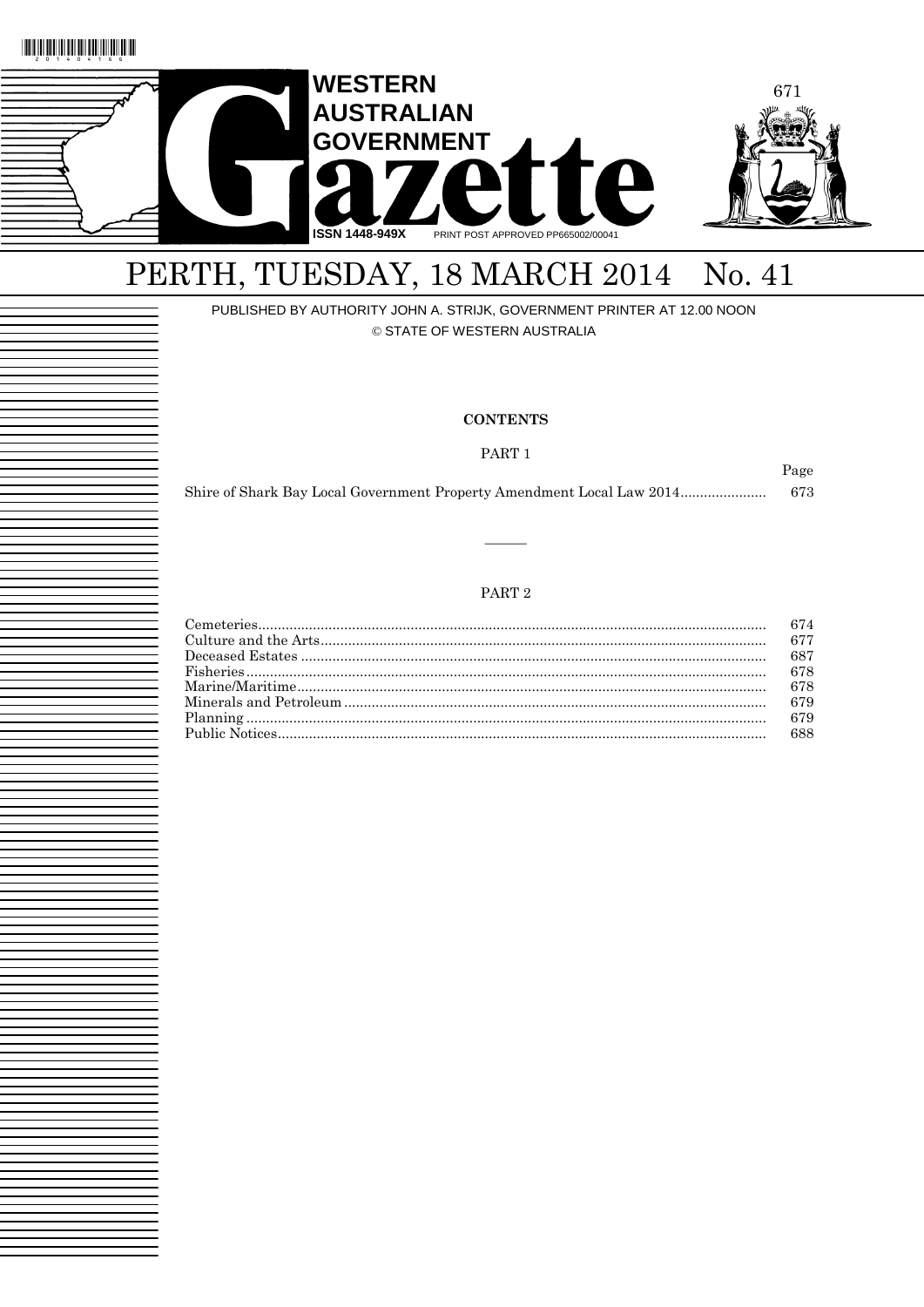# WESTERN AUSTRALIAN GOVERNMENT Gazette

ISSN 1448-949X PRINT POST APPROVED PP665002/00041

# PERTH, TUESDAY, 18 MARCH 2014 No. 41

PUBLISHED BY AUTHORITY JOHN A. STRIJK, GOVERNMENT PRINTER AT 12.00 NOON

© STATE OF WESTERN AUSTRALIA

## CONTENTS

### PART 1

| | Page |
|---|---|
| Shire of Shark Bay Local Government Property Amendment Local Law 2014 | 673 |

### PART 2

| | Page |
|---|---|
| Cemeteries | 674 |
| Culture and the Arts | 677 |
| Deceased Estates | 687 |
| Fisheries | 678 |
| Marine/Maritime | 678 |
| Minerals and Petroleum | 679 |
| Planning | 679 |
| Public Notices | 688 |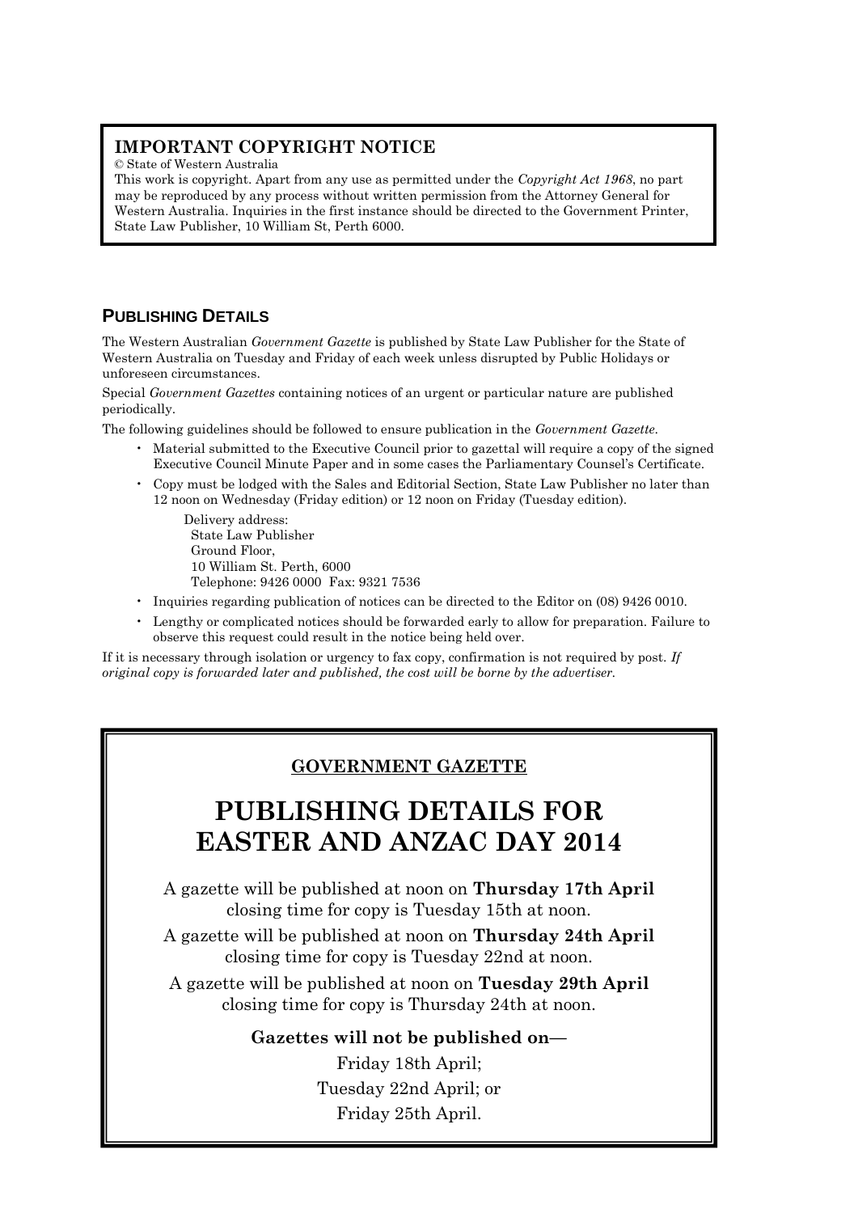**IMPORTANT COPYRIGHT NOTICE**

© State of Western Australia

This work is copyright. Apart from any use as permitted under the *Copyright Act 1968*, no part may be reproduced by any process without written permission from the Attorney General for Western Australia. Inquiries in the first instance should be directed to the Government Printer, State Law Publisher, 10 William St, Perth 6000.

## PUBLISHING DETAILS

The Western Australian *Government Gazette* is published by State Law Publisher for the State of Western Australia on Tuesday and Friday of each week unless disrupted by Public Holidays or unforeseen circumstances.

Special *Government Gazettes* containing notices of an urgent or particular nature are published periodically.

The following guidelines should be followed to ensure publication in the *Government Gazette*.

- Material submitted to the Executive Council prior to gazettal will require a copy of the signed Executive Council Minute Paper and in some cases the Parliamentary Counsel's Certificate.
- Copy must be lodged with the Sales and Editorial Section, State Law Publisher no later than 12 noon on Wednesday (Friday edition) or 12 noon on Friday (Tuesday edition).

  Delivery address:
  State Law Publisher
  Ground Floor,
  10 William St. Perth, 6000
  Telephone: 9426 0000 Fax: 9321 7536

- Inquiries regarding publication of notices can be directed to the Editor on (08) 9426 0010.
- Lengthy or complicated notices should be forwarded early to allow for preparation. Failure to observe this request could result in the notice being held over.

If it is necessary through isolation or urgency to fax copy, confirmation is not required by post. *If original copy is forwarded later and published, the cost will be borne by the advertiser.*

**GOVERNMENT GAZETTE**

# PUBLISHING DETAILS FOR EASTER AND ANZAC DAY 2014

A gazette will be published at noon on **Thursday 17th April** closing time for copy is Tuesday 15th at noon.

A gazette will be published at noon on **Thursday 24th April** closing time for copy is Tuesday 22nd at noon.

A gazette will be published at noon on **Tuesday 29th April** closing time for copy is Thursday 24th at noon.

**Gazettes will not be published on—**

Friday 18th April;

Tuesday 22nd April; or

Friday 25th April.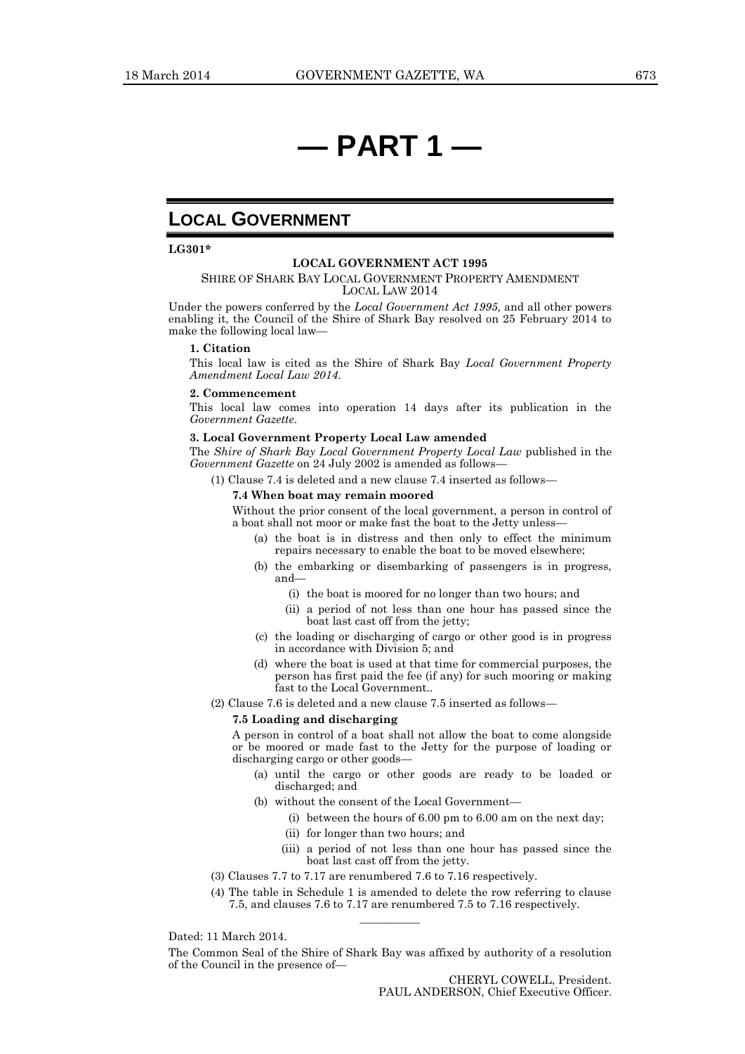# — PART 1 —

## LOCAL GOVERNMENT

**LG301***

**LOCAL GOVERNMENT ACT 1995**

SHIRE OF SHARK BAY LOCAL GOVERNMENT PROPERTY AMENDMENT LOCAL LAW 2014

Under the powers conferred by the *Local Government Act 1995,* and all other powers enabling it, the Council of the Shire of Shark Bay resolved on 25 February 2014 to make the following local law—

**1. Citation**

This local law is cited as the Shire of Shark Bay *Local Government Property Amendment Local Law 2014*.

**2. Commencement**

This local law comes into operation 14 days after its publication in the *Government Gazette*.

**3. Local Government Property Local Law amended**

The *Shire of Shark Bay Local Government Property Local Law* published in the *Government Gazette* on 24 July 2002 is amended as follows—

(1) Clause 7.4 is deleted and a new clause 7.4 inserted as follows—

**7.4 When boat may remain moored**

Without the prior consent of the local government, a person in control of a boat shall not moor or make fast the boat to the Jetty unless—

(a) the boat is in distress and then only to effect the minimum repairs necessary to enable the boat to be moved elsewhere;

(b) the embarking or disembarking of passengers is in progress, and—

(i) the boat is moored for no longer than two hours; and

(ii) a period of not less than one hour has passed since the boat last cast off from the jetty;

(c) the loading or discharging of cargo or other good is in progress in accordance with Division 5; and

(d) where the boat is used at that time for commercial purposes, the person has first paid the fee (if any) for such mooring or making fast to the Local Government..

(2) Clause 7.6 is deleted and a new clause 7.5 inserted as follows—

**7.5 Loading and discharging**

A person in control of a boat shall not allow the boat to come alongside or be moored or made fast to the Jetty for the purpose of loading or discharging cargo or other goods—

(a) until the cargo or other goods are ready to be loaded or discharged; and

(b) without the consent of the Local Government—

(i) between the hours of 6.00 pm to 6.00 am on the next day;

(ii) for longer than two hours; and

(iii) a period of not less than one hour has passed since the boat last cast off from the jetty.

(3) Clauses 7.7 to 7.17 are renumbered 7.6 to 7.16 respectively.

(4) The table in Schedule 1 is amended to delete the row referring to clause 7.5, and clauses 7.6 to 7.17 are renumbered 7.5 to 7.16 respectively.

———————

Dated: 11 March 2014.

The Common Seal of the Shire of Shark Bay was affixed by authority of a resolution of the Council in the presence of—

CHERYL COWELL, President.
PAUL ANDERSON, Chief Executive Officer.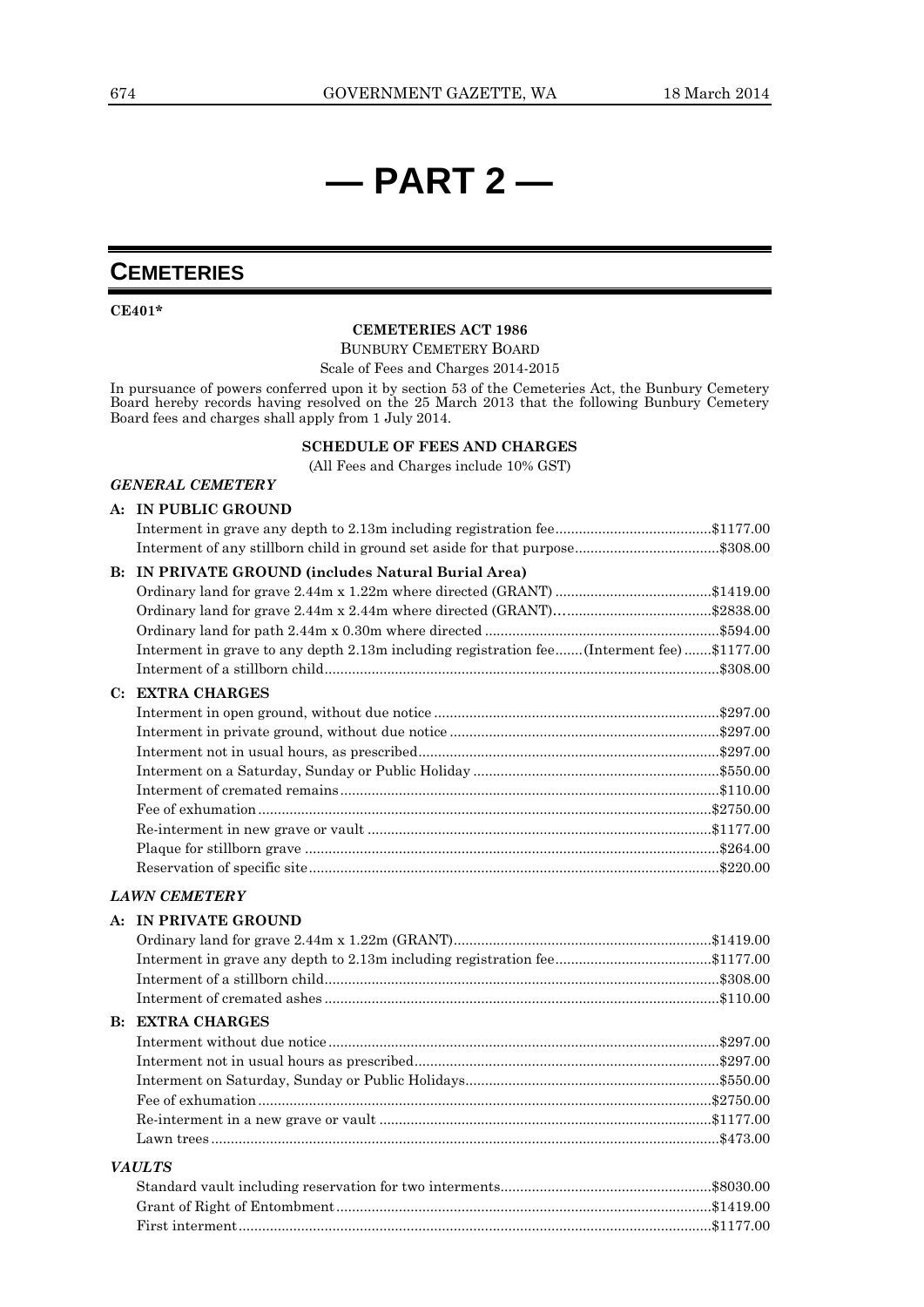# — PART 2 —

## CEMETERIES

**CE401***

**CEMETERIES ACT 1986**

BUNBURY CEMETERY BOARD

Scale of Fees and Charges 2014-2015

In pursuance of powers conferred upon it by section 53 of the Cemeteries Act, the Bunbury Cemetery Board hereby records having resolved on the 25 March 2013 that the following Bunbury Cemetery Board fees and charges shall apply from 1 July 2014.

**SCHEDULE OF FEES AND CHARGES**

(All Fees and Charges include 10% GST)

***GENERAL CEMETERY***

**A: IN PUBLIC GROUND**

| | |
|---|---|
| Interment in grave any depth to 2.13m including registration fee | $1177.00 |
| Interment of any stillborn child in ground set aside for that purpose | $308.00 |

**B: IN PRIVATE GROUND (includes Natural Burial Area)**

| | |
|---|---|
| Ordinary land for grave 2.44m x 1.22m where directed (GRANT) | $1419.00 |
| Ordinary land for grave 2.44m x 2.44m where directed (GRANT) | $2838.00 |
| Ordinary land for path 2.44m x 0.30m where directed | $594.00 |
| Interment in grave to any depth 2.13m including registration fee (Interment fee) | $1177.00 |
| Interment of a stillborn child | $308.00 |

**C: EXTRA CHARGES**

| | |
|---|---|
| Interment in open ground, without due notice | $297.00 |
| Interment in private ground, without due notice | $297.00 |
| Interment not in usual hours, as prescribed | $297.00 |
| Interment on a Saturday, Sunday or Public Holiday | $550.00 |
| Interment of cremated remains | $110.00 |
| Fee of exhumation | $2750.00 |
| Re-interment in new grave or vault | $1177.00 |
| Plaque for stillborn grave | $264.00 |
| Reservation of specific site | $220.00 |

***LAWN CEMETERY***

**A: IN PRIVATE GROUND**

| | |
|---|---|
| Ordinary land for grave 2.44m x 1.22m (GRANT) | $1419.00 |
| Interment in grave any depth to 2.13m including registration fee | $1177.00 |
| Interment of a stillborn child | $308.00 |
| Interment of cremated ashes | $110.00 |

**B: EXTRA CHARGES**

| | |
|---|---|
| Interment without due notice | $297.00 |
| Interment not in usual hours as prescribed | $297.00 |
| Interment on Saturday, Sunday or Public Holidays | $550.00 |
| Fee of exhumation | $2750.00 |
| Re-interment in a new grave or vault | $1177.00 |
| Lawn trees | $473.00 |

***VAULTS***

| | |
|---|---|
| Standard vault including reservation for two interments | $8030.00 |
| Grant of Right of Entombment | $1419.00 |
| First interment | $1177.00 |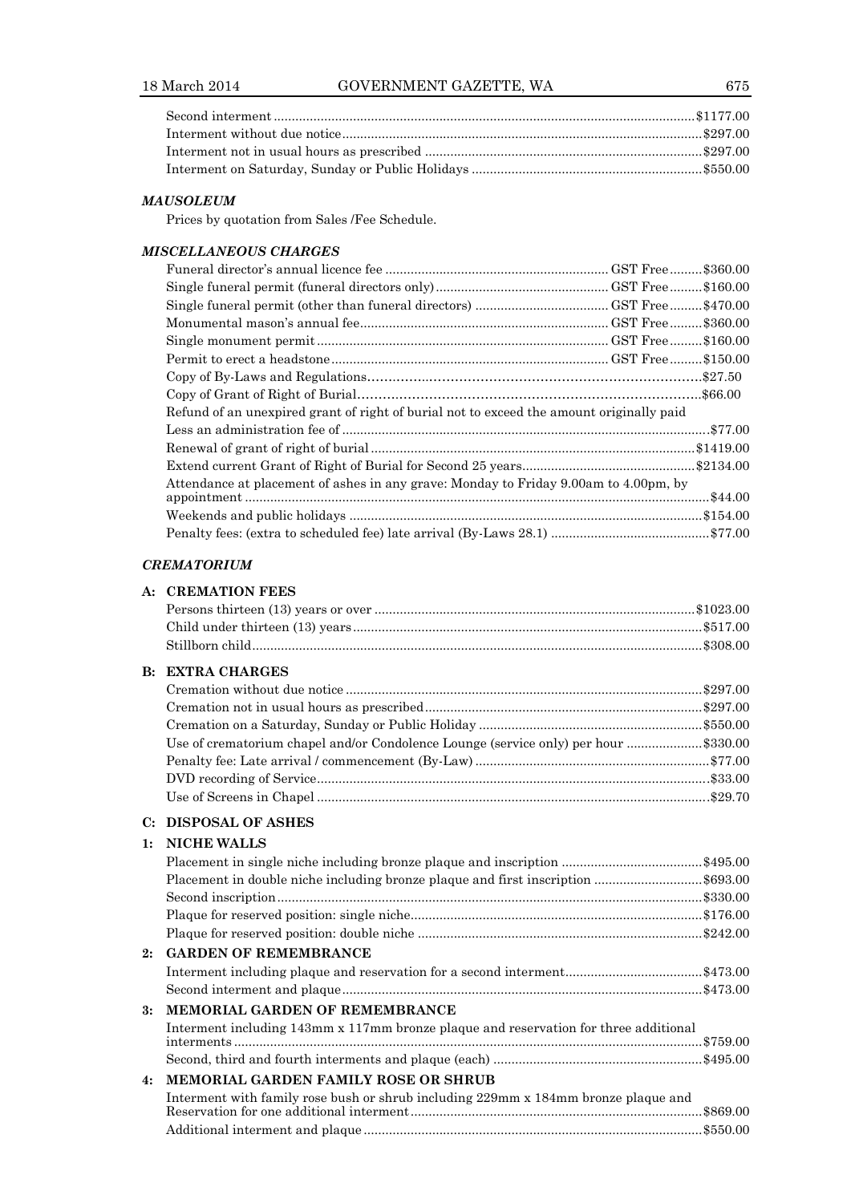| | |
|---|---|
| Second interment | $1177.00 |
| Interment without due notice | $297.00 |
| Interment not in usual hours as prescribed | $297.00 |
| Interment on Saturday, Sunday or Public Holidays | $550.00 |

***MAUSOLEUM***

Prices by quotation from Sales /Fee Schedule.

***MISCELLANEOUS CHARGES***

| | | |
|---|---|---|
| Funeral director's annual licence fee | GST Free | $360.00 |
| Single funeral permit (funeral directors only) | GST Free | $160.00 |
| Single funeral permit (other than funeral directors) | GST Free | $470.00 |
| Monumental mason's annual fee | GST Free | $360.00 |
| Single monument permit | GST Free | $160.00 |
| Permit to erect a headstone | GST Free | $150.00 |
| Copy of By-Laws and Regulations | | $27.50 |
| Copy of Grant of Right of Burial | | $66.00 |
| Refund of an unexpired grant of right of burial not to exceed the amount originally paid Less an administration fee of | | $77.00 |
| Renewal of grant of right of burial | | $1419.00 |
| Extend current Grant of Right of Burial for Second 25 years | | $2134.00 |
| Attendance at placement of ashes in any grave: Monday to Friday 9.00am to 4.00pm, by appointment | | $44.00 |
| Weekends and public holidays | | $154.00 |
| Penalty fees: (extra to scheduled fee) late arrival (By-Laws 28.1) | | $77.00 |

***CREMATORIUM***

**A: CREMATION FEES**

| | |
|---|---|
| Persons thirteen (13) years or over | $1023.00 |
| Child under thirteen (13) years | $517.00 |
| Stillborn child | $308.00 |

**B: EXTRA CHARGES**

| | |
|---|---|
| Cremation without due notice | $297.00 |
| Cremation not in usual hours as prescribed | $297.00 |
| Cremation on a Saturday, Sunday or Public Holiday | $550.00 |
| Use of crematorium chapel and/or Condolence Lounge (service only) per hour | $330.00 |
| Penalty fee: Late arrival / commencement (By-Law) | $77.00 |
| DVD recording of Service | $33.00 |
| Use of Screens in Chapel | $29.70 |

**C: DISPOSAL OF ASHES**

**1: NICHE WALLS**

| | |
|---|---|
| Placement in single niche including bronze plaque and inscription | $495.00 |
| Placement in double niche including bronze plaque and first inscription | $693.00 |
| Second inscription | $330.00 |
| Plaque for reserved position: single niche | $176.00 |
| Plaque for reserved position: double niche | $242.00 |

**2: GARDEN OF REMEMBRANCE**

| | |
|---|---|
| Interment including plaque and reservation for a second interment | $473.00 |
| Second interment and plaque | $473.00 |

**3: MEMORIAL GARDEN OF REMEMBRANCE**

| | |
|---|---|
| Interment including 143mm x 117mm bronze plaque and reservation for three additional interments | $759.00 |
| Second, third and fourth interments and plaque (each) | $495.00 |

**4: MEMORIAL GARDEN FAMILY ROSE OR SHRUB**

| | |
|---|---|
| Interment with family rose bush or shrub including 229mm x 184mm bronze plaque and Reservation for one additional interment | $869.00 |
| Additional interment and plaque | $550.00 |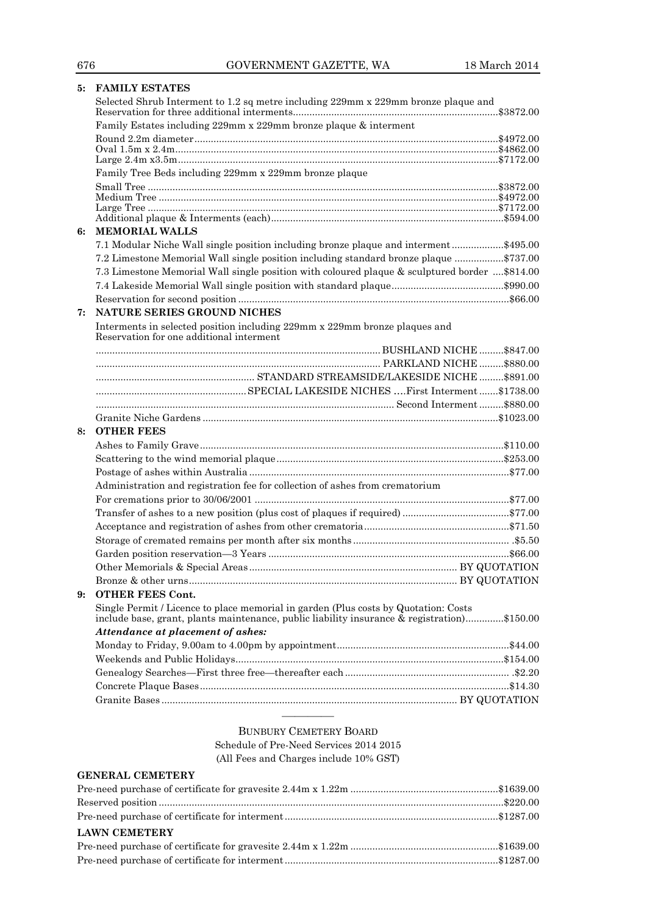**5: FAMILY ESTATES**

Selected Shrub Interment to 1.2 sq metre including 229mm x 229mm bronze plaque and Reservation for three additional interments ......... $3872.00

Family Estates including 229mm x 229mm bronze plaque & interment

| | |
|---|---|
| Round 2.2m diameter | $4972.00 |
| Oval 1.5m x 2.4m | $4862.00 |
| Large 2.4m x3.5m | $7172.00 |

Family Tree Beds including 229mm x 229mm bronze plaque

| | |
|---|---|
| Small Tree | $3872.00 |
| Medium Tree | $4972.00 |
| Large Tree | $7172.00 |
| Additional plaque & Interments (each) | $594.00 |

**6: MEMORIAL WALLS**

| | |
|---|---|
| 7.1 Modular Niche Wall single position including bronze plaque and interment | $495.00 |
| 7.2 Limestone Memorial Wall single position including standard bronze plaque | $737.00 |
| 7.3 Limestone Memorial Wall single position with coloured plaque & sculptured border | $814.00 |
| 7.4 Lakeside Memorial Wall single position with standard plaque | $990.00 |
| Reservation for second position | $66.00 |

**7: NATURE SERIES GROUND NICHES**

Interments in selected position including 229mm x 229mm bronze plaques and Reservation for one additional interment

| | |
|---|---|
| BUSHLAND NICHE | $847.00 |
| PARKLAND NICHE | $880.00 |
| STANDARD STREAMSIDE/LAKESIDE NICHE | $891.00 |
| SPECIAL LAKESIDE NICHES ....First Interment | $1738.00 |
| Second Interment | $880.00 |
| Granite Niche Gardens | $1023.00 |

**8: OTHER FEES**

| | |
|---|---|
| Ashes to Family Grave | $110.00 |
| Scattering to the wind memorial plaque | $253.00 |
| Postage of ashes within Australia | $77.00 |
| Administration and registration fee for collection of ashes from crematorium | |
| For cremations prior to 30/06/2001 | $77.00 |
| Transfer of ashes to a new position (plus cost of plaques if required) | $77.00 |
| Acceptance and registration of ashes from other crematoria | $71.50 |
| Storage of cremated remains per month after six months | $5.50 |
| Garden position reservation—3 Years | $66.00 |
| Other Memorials & Special Areas | BY QUOTATION |
| Bronze & other urns | BY QUOTATION |

**9: OTHER FEES Cont.**

Single Permit / Licence to place memorial in garden (Plus costs by Quotation: Costs include base, grant, plants maintenance, public liability insurance & registration) ......... $150.00

***Attendance at placement of ashes:***

| | |
|---|---|
| Monday to Friday, 9.00am to 4.00pm by appointment | $44.00 |
| Weekends and Public Holidays | $154.00 |
| Genealogy Searches—First three free—thereafter each | $2.20 |
| Concrete Plaque Bases | $14.30 |
| Granite Bases | BY QUOTATION |

---

BUNBURY CEMETERY BOARD

Schedule of Pre-Need Services 2014 2015

(All Fees and Charges include 10% GST)

**GENERAL CEMETERY**

| | |
|---|---|
| Pre-need purchase of certificate for gravesite 2.44m x 1.22m | $1639.00 |
| Reserved position | $220.00 |
| Pre-need purchase of certificate for interment | $1287.00 |

**LAWN CEMETERY**

| | |
|---|---|
| Pre-need purchase of certificate for gravesite 2.44m x 1.22m | $1639.00 |
| Pre-need purchase of certificate for interment | $1287.00 |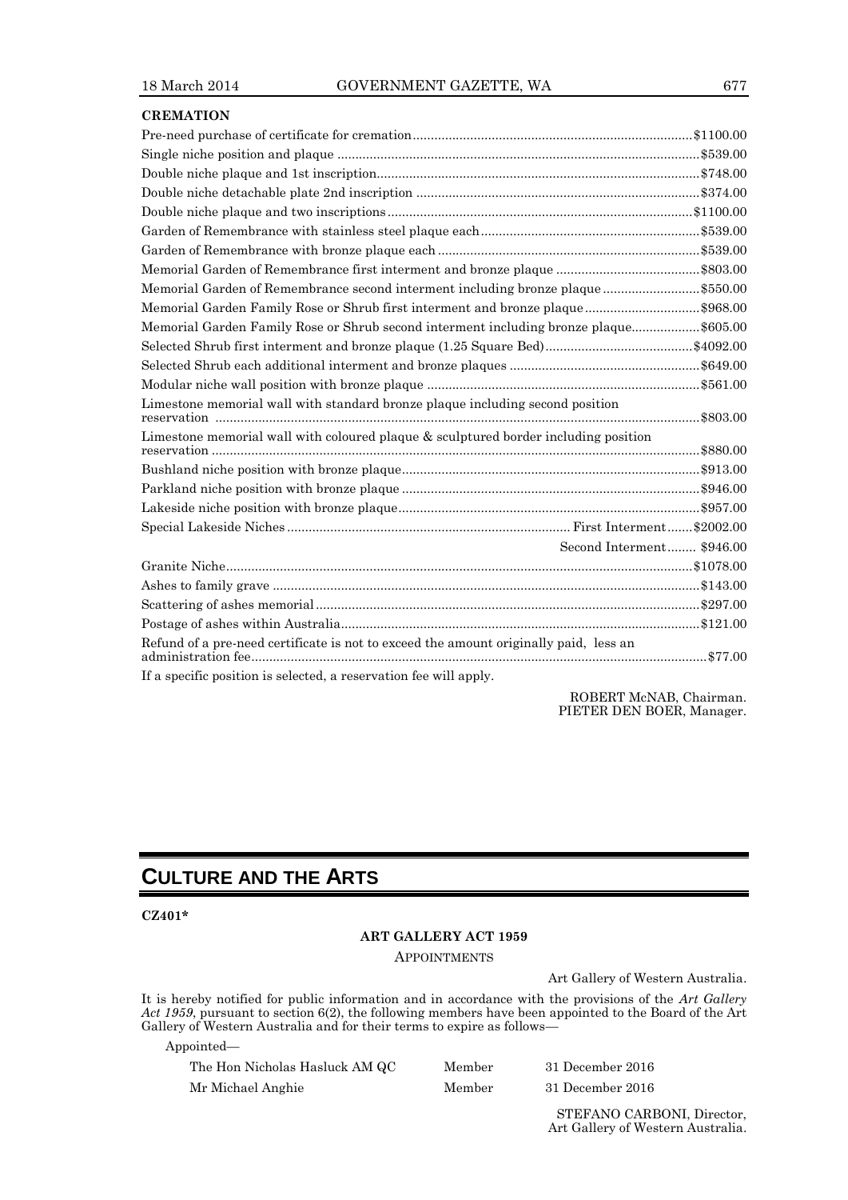**CREMATION**

| | |
|---|---|
| Pre-need purchase of certificate for cremation | $1100.00 |
| Single niche position and plaque | $539.00 |
| Double niche plaque and 1st inscription | $748.00 |
| Double niche detachable plate 2nd inscription | $374.00 |
| Double niche plaque and two inscriptions | $1100.00 |
| Garden of Remembrance with stainless steel plaque each | $539.00 |
| Garden of Remembrance with bronze plaque each | $539.00 |
| Memorial Garden of Remembrance first interment and bronze plaque | $803.00 |
| Memorial Garden of Remembrance second interment including bronze plaque | $550.00 |
| Memorial Garden Family Rose or Shrub first interment and bronze plaque | $968.00 |
| Memorial Garden Family Rose or Shrub second interment including bronze plaque | $605.00 |
| Selected Shrub first interment and bronze plaque (1.25 Square Bed) | $4092.00 |
| Selected Shrub each additional interment and bronze plaques | $649.00 |
| Modular niche wall position with bronze plaque | $561.00 |
| Limestone memorial wall with standard bronze plaque including second position reservation | $803.00 |
| Limestone memorial wall with coloured plaque & sculptured border including position reservation | $880.00 |
| Bushland niche position with bronze plaque | $913.00 |
| Parkland niche position with bronze plaque | $946.00 |
| Lakeside niche position with bronze plaque | $957.00 |
| Special Lakeside Niches First Interment | $2002.00 |
| Second Interment | $946.00 |
| Granite Niche | $1078.00 |
| Ashes to family grave | $143.00 |
| Scattering of ashes memorial | $297.00 |
| Postage of ashes within Australia | $121.00 |
| Refund of a pre-need certificate is not to exceed the amount originally paid, less an administration fee | $77.00 |

If a specific position is selected, a reservation fee will apply.

ROBERT McNAB, Chairman.
PIETER DEN BOER, Manager.

# CULTURE AND THE ARTS

**CZ401***

**ART GALLERY ACT 1959**

APPOINTMENTS

Art Gallery of Western Australia.

It is hereby notified for public information and in accordance with the provisions of the *Art Gallery Act 1959*, pursuant to section 6(2), the following members have been appointed to the Board of the Art Gallery of Western Australia and for their terms to expire as follows—

Appointed—

| | | |
|---|---|---|
| The Hon Nicholas Hasluck AM QC | Member | 31 December 2016 |
| Mr Michael Anghie | Member | 31 December 2016 |

STEFANO CARBONI, Director,
Art Gallery of Western Australia.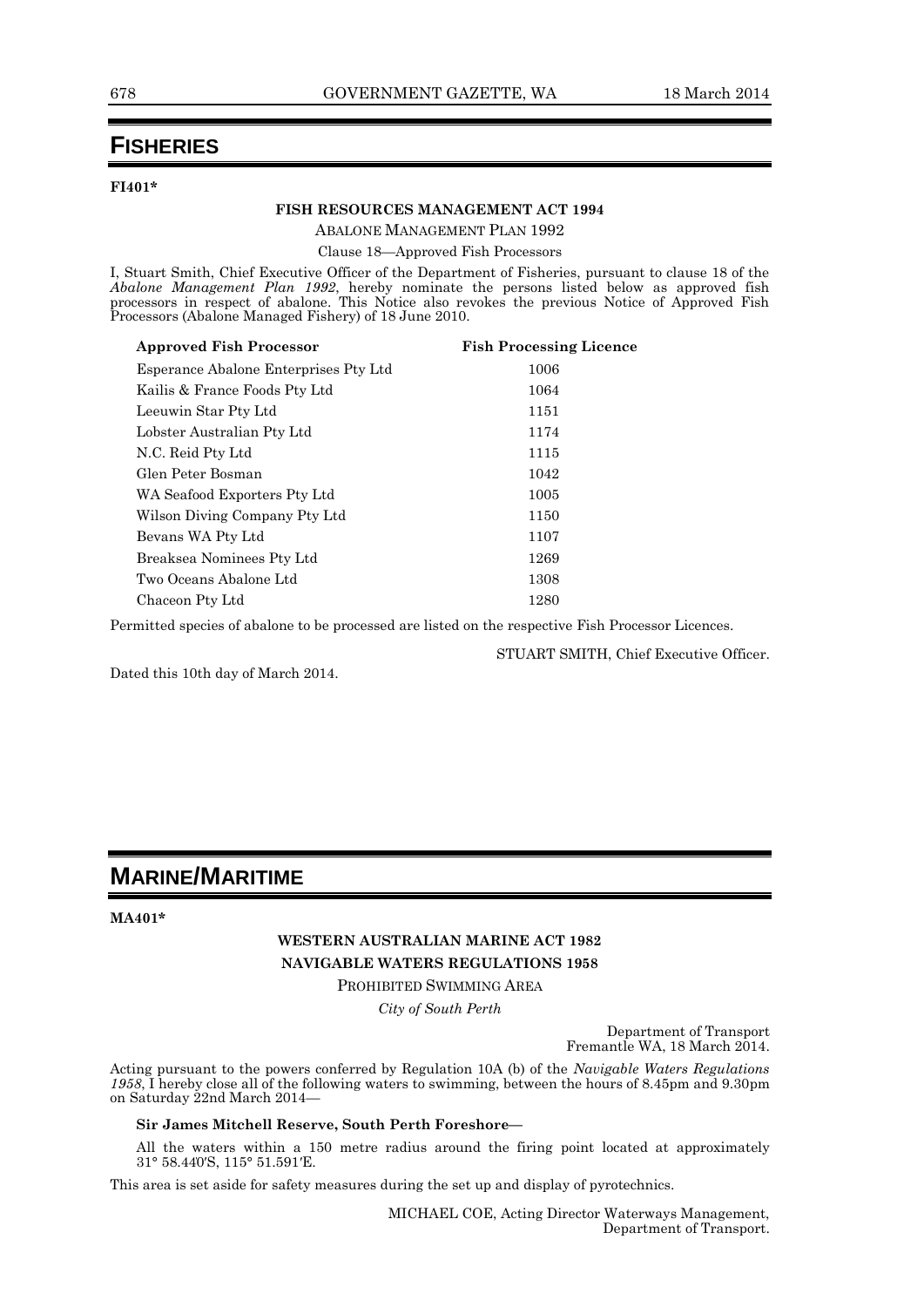# FISHERIES

**FI401***

**FISH RESOURCES MANAGEMENT ACT 1994**

ABALONE MANAGEMENT PLAN 1992

Clause 18—Approved Fish Processors

I, Stuart Smith, Chief Executive Officer of the Department of Fisheries, pursuant to clause 18 of the *Abalone Management Plan 1992*, hereby nominate the persons listed below as approved fish processors in respect of abalone. This Notice also revokes the previous Notice of Approved Fish Processors (Abalone Managed Fishery) of 18 June 2010.

| Approved Fish Processor | Fish Processing Licence |
| --- | --- |
| Esperance Abalone Enterprises Pty Ltd | 1006 |
| Kailis & France Foods Pty Ltd | 1064 |
| Leeuwin Star Pty Ltd | 1151 |
| Lobster Australian Pty Ltd | 1174 |
| N.C. Reid Pty Ltd | 1115 |
| Glen Peter Bosman | 1042 |
| WA Seafood Exporters Pty Ltd | 1005 |
| Wilson Diving Company Pty Ltd | 1150 |
| Bevans WA Pty Ltd | 1107 |
| Breaksea Nominees Pty Ltd | 1269 |
| Two Oceans Abalone Ltd | 1308 |
| Chaceon Pty Ltd | 1280 |

Permitted species of abalone to be processed are listed on the respective Fish Processor Licences.

STUART SMITH, Chief Executive Officer.

Dated this 10th day of March 2014.

# MARINE/MARITIME

**MA401***

**WESTERN AUSTRALIAN MARINE ACT 1982**

**NAVIGABLE WATERS REGULATIONS 1958**

PROHIBITED SWIMMING AREA

*City of South Perth*

Department of Transport
Fremantle WA, 18 March 2014.

Acting pursuant to the powers conferred by Regulation 10A (b) of the *Navigable Waters Regulations 1958*, I hereby close all of the following waters to swimming, between the hours of 8.45pm and 9.30pm on Saturday 22nd March 2014—

**Sir James Mitchell Reserve, South Perth Foreshore—**

All the waters within a 150 metre radius around the firing point located at approximately 31° 58.440′S, 115° 51.591′E.

This area is set aside for safety measures during the set up and display of pyrotechnics.

MICHAEL COE, Acting Director Waterways Management,
Department of Transport.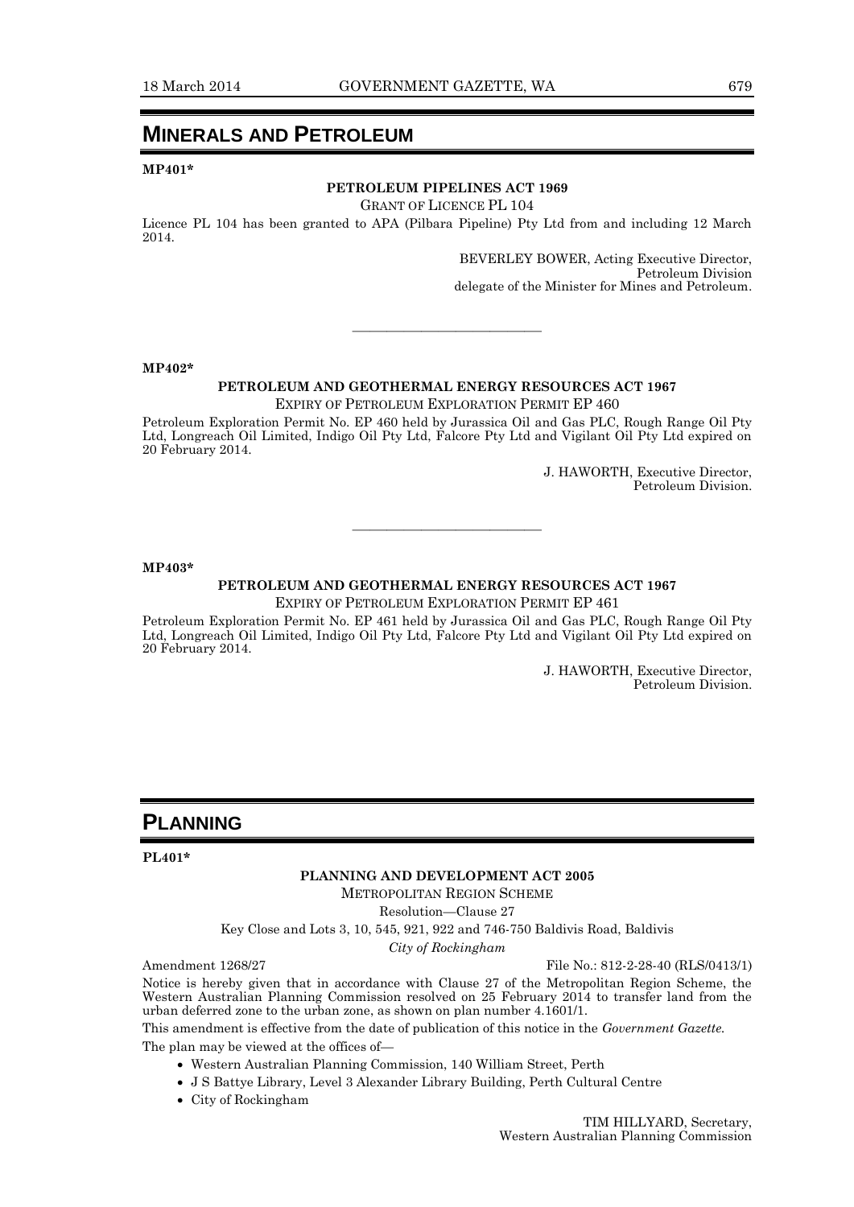# MINERALS AND PETROLEUM

**MP401***

**PETROLEUM PIPELINES ACT 1969**

GRANT OF LICENCE PL 104

Licence PL 104 has been granted to APA (Pilbara Pipeline) Pty Ltd from and including 12 March 2014.

BEVERLEY BOWER, Acting Executive Director,
Petroleum Division
delegate of the Minister for Mines and Petroleum.

---

**MP402***

**PETROLEUM AND GEOTHERMAL ENERGY RESOURCES ACT 1967**

EXPIRY OF PETROLEUM EXPLORATION PERMIT EP 460

Petroleum Exploration Permit No. EP 460 held by Jurassica Oil and Gas PLC, Rough Range Oil Pty Ltd, Longreach Oil Limited, Indigo Oil Pty Ltd, Falcore Pty Ltd and Vigilant Oil Pty Ltd expired on 20 February 2014.

J. HAWORTH, Executive Director,
Petroleum Division.

---

**MP403***

**PETROLEUM AND GEOTHERMAL ENERGY RESOURCES ACT 1967**

EXPIRY OF PETROLEUM EXPLORATION PERMIT EP 461

Petroleum Exploration Permit No. EP 461 held by Jurassica Oil and Gas PLC, Rough Range Oil Pty Ltd, Longreach Oil Limited, Indigo Oil Pty Ltd, Falcore Pty Ltd and Vigilant Oil Pty Ltd expired on 20 February 2014.

J. HAWORTH, Executive Director,
Petroleum Division.

# PLANNING

**PL401***

**PLANNING AND DEVELOPMENT ACT 2005**

METROPOLITAN REGION SCHEME

Resolution—Clause 27

Key Close and Lots 3, 10, 545, 921, 922 and 746-750 Baldivis Road, Baldivis

*City of Rockingham*

Amendment 1268/27 File No.: 812-2-28-40 (RLS/0413/1)

Notice is hereby given that in accordance with Clause 27 of the Metropolitan Region Scheme, the Western Australian Planning Commission resolved on 25 February 2014 to transfer land from the urban deferred zone to the urban zone, as shown on plan number 4.1601/1.

This amendment is effective from the date of publication of this notice in the *Government Gazette*.

The plan may be viewed at the offices of—

- Western Australian Planning Commission, 140 William Street, Perth
- J S Battye Library, Level 3 Alexander Library Building, Perth Cultural Centre
- City of Rockingham

TIM HILLYARD, Secretary,
Western Australian Planning Commission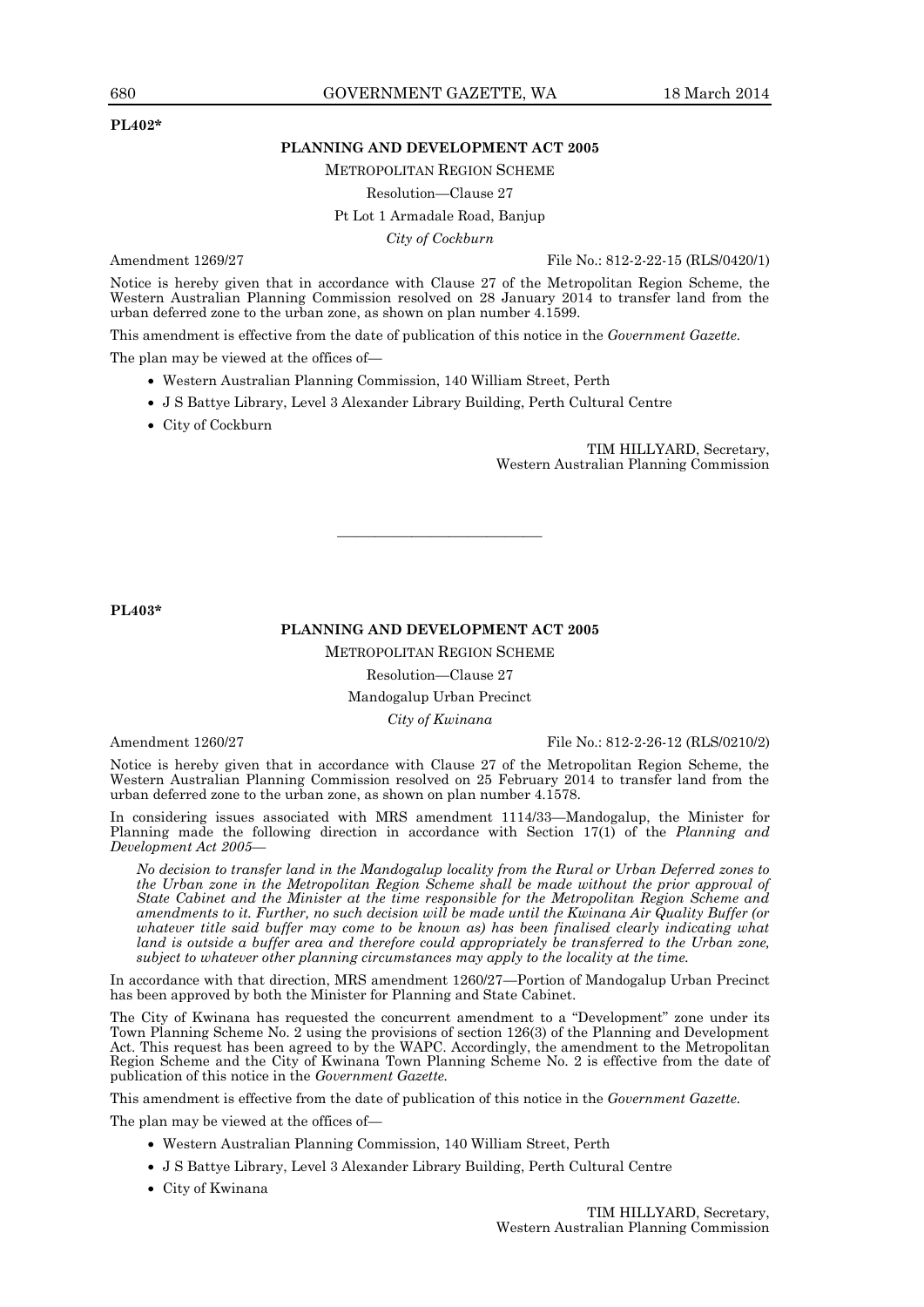**PL402***

## PLANNING AND DEVELOPMENT ACT 2005

METROPOLITAN REGION SCHEME

Resolution—Clause 27

Pt Lot 1 Armadale Road, Banjup

*City of Cockburn*

Amendment 1269/27 File No.: 812-2-22-15 (RLS/0420/1)

Notice is hereby given that in accordance with Clause 27 of the Metropolitan Region Scheme, the Western Australian Planning Commission resolved on 28 January 2014 to transfer land from the urban deferred zone to the urban zone, as shown on plan number 4.1599.

This amendment is effective from the date of publication of this notice in the *Government Gazette*.

The plan may be viewed at the offices of—

- Western Australian Planning Commission, 140 William Street, Perth
- J S Battye Library, Level 3 Alexander Library Building, Perth Cultural Centre
- City of Cockburn

TIM HILLYARD, Secretary,
Western Australian Planning Commission

---

**PL403***

## PLANNING AND DEVELOPMENT ACT 2005

METROPOLITAN REGION SCHEME

Resolution—Clause 27

Mandogalup Urban Precinct

*City of Kwinana*

Amendment 1260/27 File No.: 812-2-26-12 (RLS/0210/2)

Notice is hereby given that in accordance with Clause 27 of the Metropolitan Region Scheme, the Western Australian Planning Commission resolved on 25 February 2014 to transfer land from the urban deferred zone to the urban zone, as shown on plan number 4.1578.

In considering issues associated with MRS amendment 1114/33—Mandogalup, the Minister for Planning made the following direction in accordance with Section 17(1) of the *Planning and Development Act 2005*—

> *No decision to transfer land in the Mandogalup locality from the Rural or Urban Deferred zones to the Urban zone in the Metropolitan Region Scheme shall be made without the prior approval of State Cabinet and the Minister at the time responsible for the Metropolitan Region Scheme and amendments to it. Further, no such decision will be made until the Kwinana Air Quality Buffer (or whatever title said buffer may come to be known as) has been finalised clearly indicating what land is outside a buffer area and therefore could appropriately be transferred to the Urban zone, subject to whatever other planning circumstances may apply to the locality at the time.*

In accordance with that direction, MRS amendment 1260/27—Portion of Mandogalup Urban Precinct has been approved by both the Minister for Planning and State Cabinet.

The City of Kwinana has requested the concurrent amendment to a "Development" zone under its Town Planning Scheme No. 2 using the provisions of section 126(3) of the Planning and Development Act. This request has been agreed to by the WAPC. Accordingly, the amendment to the Metropolitan Region Scheme and the City of Kwinana Town Planning Scheme No. 2 is effective from the date of publication of this notice in the *Government Gazette*.

This amendment is effective from the date of publication of this notice in the *Government Gazette*.

The plan may be viewed at the offices of—

- Western Australian Planning Commission, 140 William Street, Perth
- J S Battye Library, Level 3 Alexander Library Building, Perth Cultural Centre
- City of Kwinana

TIM HILLYARD, Secretary,
Western Australian Planning Commission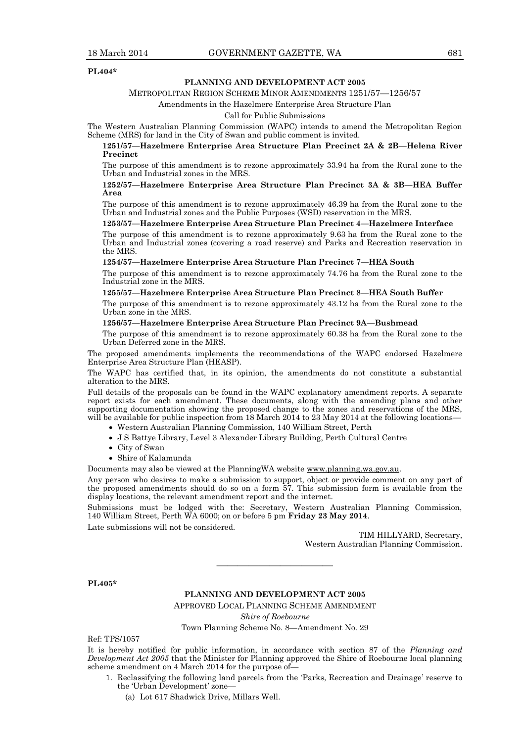**PL404***

**PLANNING AND DEVELOPMENT ACT 2005**

METROPOLITAN REGION SCHEME MINOR AMENDMENTS 1251/57—1256/57

Amendments in the Hazelmere Enterprise Area Structure Plan

Call for Public Submissions

The Western Australian Planning Commission (WAPC) intends to amend the Metropolitan Region Scheme (MRS) for land in the City of Swan and public comment is invited.

**1251/57—Hazelmere Enterprise Area Structure Plan Precinct 2A & 2B—Helena River Precinct**

The purpose of this amendment is to rezone approximately 33.94 ha from the Rural zone to the Urban and Industrial zones in the MRS.

**1252/57—Hazelmere Enterprise Area Structure Plan Precinct 3A & 3B—HEA Buffer Area**

The purpose of this amendment is to rezone approximately 46.39 ha from the Rural zone to the Urban and Industrial zones and the Public Purposes (WSD) reservation in the MRS.

**1253/57—Hazelmere Enterprise Area Structure Plan Precinct 4—Hazelmere Interface**

The purpose of this amendment is to rezone approximately 9.63 ha from the Rural zone to the Urban and Industrial zones (covering a road reserve) and Parks and Recreation reservation in the MRS.

**1254/57—Hazelmere Enterprise Area Structure Plan Precinct 7—HEA South**

The purpose of this amendment is to rezone approximately 74.76 ha from the Rural zone to the Industrial zone in the MRS.

**1255/57—Hazelmere Enterprise Area Structure Plan Precinct 8—HEA South Buffer**

The purpose of this amendment is to rezone approximately 43.12 ha from the Rural zone to the Urban zone in the MRS.

**1256/57—Hazelmere Enterprise Area Structure Plan Precinct 9A—Bushmead**

The purpose of this amendment is to rezone approximately 60.38 ha from the Rural zone to the Urban Deferred zone in the MRS.

The proposed amendments implements the recommendations of the WAPC endorsed Hazelmere Enterprise Area Structure Plan (HEASP).

The WAPC has certified that, in its opinion, the amendments do not constitute a substantial alteration to the MRS.

Full details of the proposals can be found in the WAPC explanatory amendment reports. A separate report exists for each amendment. These documents, along with the amending plans and other supporting documentation showing the proposed change to the zones and reservations of the MRS, will be available for public inspection from 18 March 2014 to 23 May 2014 at the following locations—

- Western Australian Planning Commission, 140 William Street, Perth
- J S Battye Library, Level 3 Alexander Library Building, Perth Cultural Centre
- City of Swan
- Shire of Kalamunda

Documents may also be viewed at the PlanningWA website www.planning.wa.gov.au.

Any person who desires to make a submission to support, object or provide comment on any part of the proposed amendments should do so on a form 57. This submission form is available from the display locations, the relevant amendment report and the internet.

Submissions must be lodged with the: Secretary, Western Australian Planning Commission, 140 William Street, Perth WA 6000; on or before 5 pm **Friday 23 May 2014**.

Late submissions will not be considered.

TIM HILLYARD, Secretary,
Western Australian Planning Commission.

---

**PL405***

**PLANNING AND DEVELOPMENT ACT 2005**

APPROVED LOCAL PLANNING SCHEME AMENDMENT

*Shire of Roebourne*

Town Planning Scheme No. 8—Amendment No. 29

Ref: TPS/1057

It is hereby notified for public information, in accordance with section 87 of the *Planning and Development Act 2005* that the Minister for Planning approved the Shire of Roebourne local planning scheme amendment on 4 March 2014 for the purpose of—

1. Reclassifying the following land parcels from the 'Parks, Recreation and Drainage' reserve to the 'Urban Development' zone—
   (a) Lot 617 Shadwick Drive, Millars Well.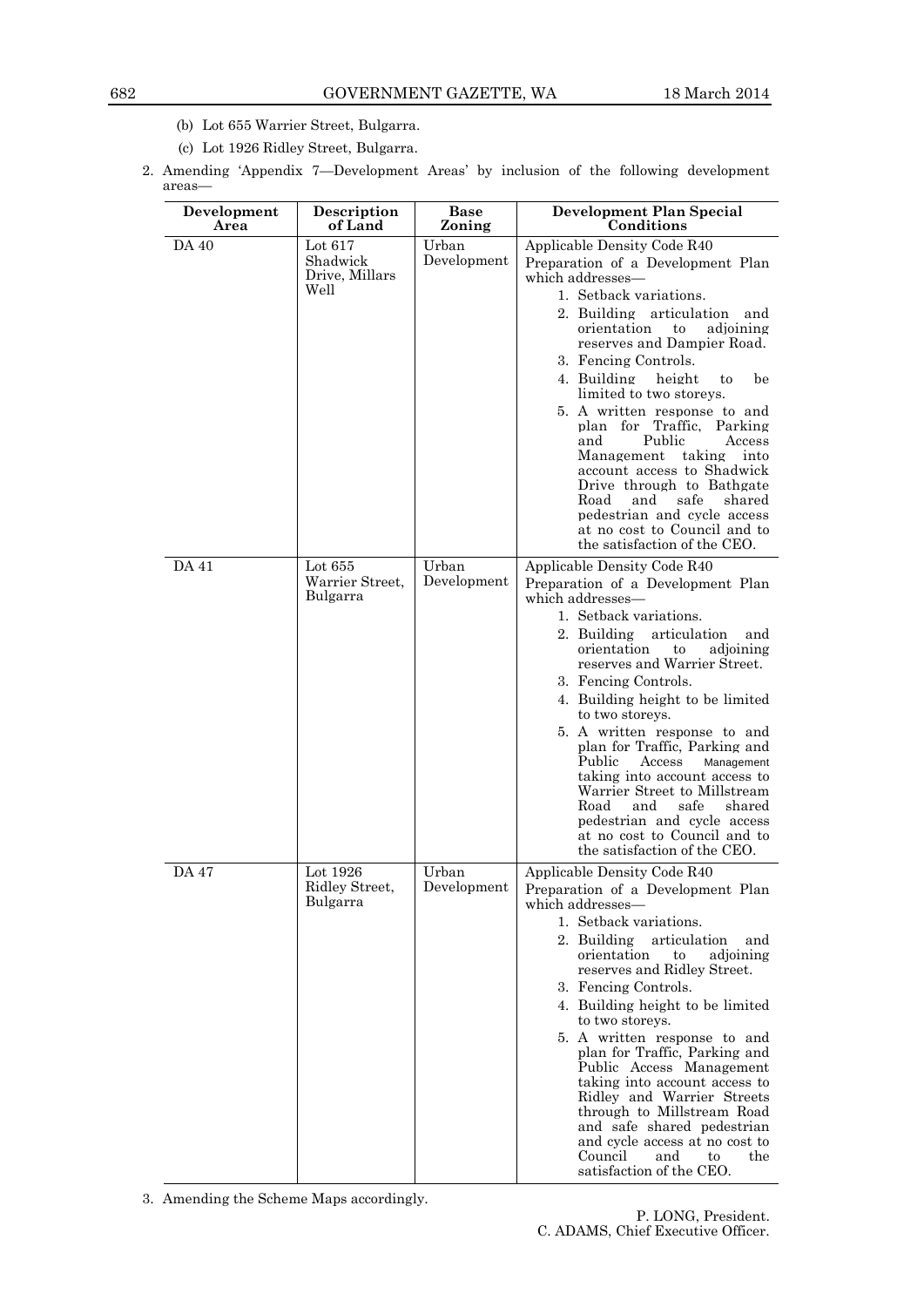(b) Lot 655 Warrier Street, Bulgarra.

(c) Lot 1926 Ridley Street, Bulgarra.

2. Amending 'Appendix 7—Development Areas' by inclusion of the following development areas—

| Development Area | Description of Land | Base Zoning | Development Plan Special Conditions |
|---|---|---|---|
| DA 40 | Lot 617 Shadwick Drive, Millars Well | Urban Development | Applicable Density Code R40<br>Preparation of a Development Plan which addresses—<br>1. Setback variations.<br>2. Building articulation and orientation to adjoining reserves and Dampier Road.<br>3. Fencing Controls.<br>4. Building height to be limited to two storeys.<br>5. A written response to and plan for Traffic, Parking and Public Access Management taking into account access to Shadwick Drive through to Bathgate Road and safe shared pedestrian and cycle access at no cost to Council and to the satisfaction of the CEO. |
| DA 41 | Lot 655 Warrier Street, Bulgarra | Urban Development | Applicable Density Code R40<br>Preparation of a Development Plan which addresses—<br>1. Setback variations.<br>2. Building articulation and orientation to adjoining reserves and Warrier Street.<br>3. Fencing Controls.<br>4. Building height to be limited to two storeys.<br>5. A written response to and plan for Traffic, Parking and Public Access Management taking into account access to Warrier Street to Millstream Road and safe shared pedestrian and cycle access at no cost to Council and to the satisfaction of the CEO. |
| DA 47 | Lot 1926 Ridley Street, Bulgarra | Urban Development | Applicable Density Code R40<br>Preparation of a Development Plan which addresses—<br>1. Setback variations.<br>2. Building articulation and orientation to adjoining reserves and Ridley Street.<br>3. Fencing Controls.<br>4. Building height to be limited to two storeys.<br>5. A written response to and plan for Traffic, Parking and Public Access Management taking into account access to Ridley and Warrier Streets through to Millstream Road and safe shared pedestrian and cycle access at no cost to Council and to the satisfaction of the CEO. |

3. Amending the Scheme Maps accordingly.

P. LONG, President.
C. ADAMS, Chief Executive Officer.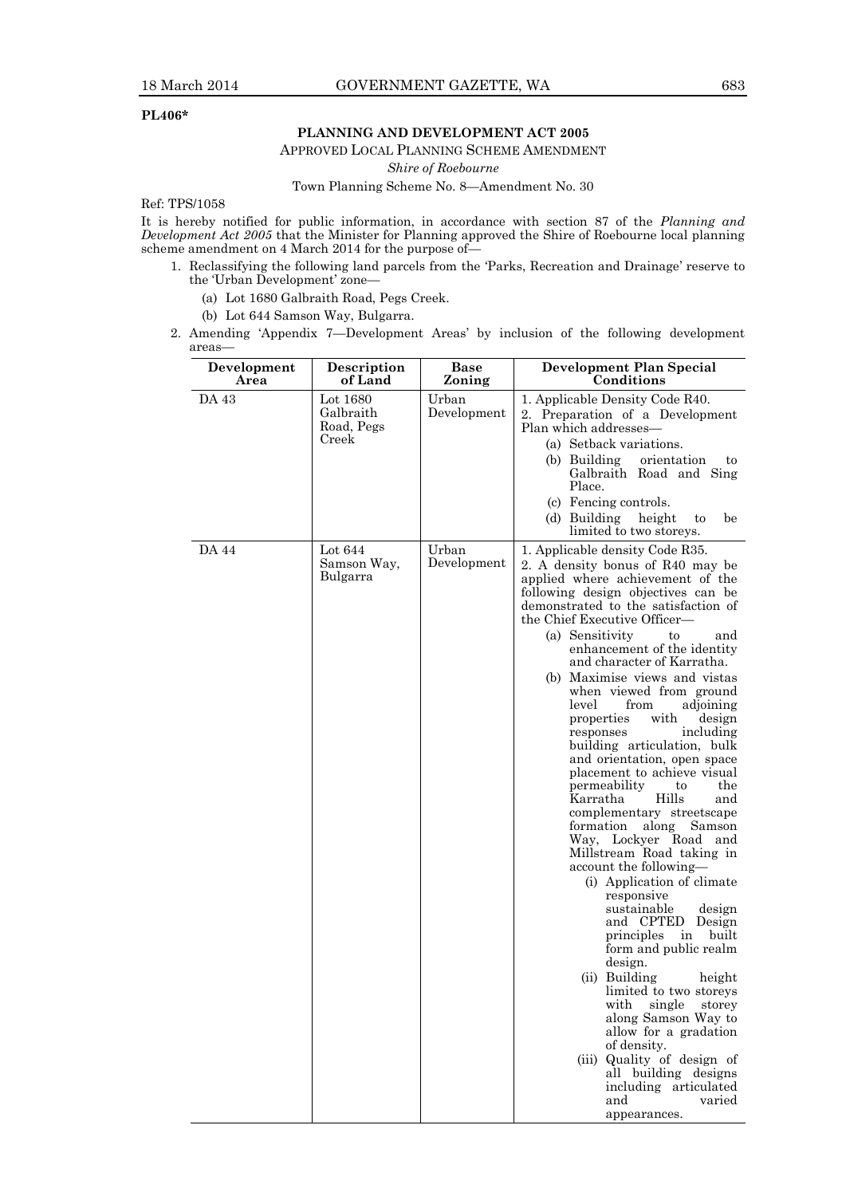**PL406***

## PLANNING AND DEVELOPMENT ACT 2005

APPROVED LOCAL PLANNING SCHEME AMENDMENT

*Shire of Roebourne*

Town Planning Scheme No. 8—Amendment No. 30

Ref: TPS/1058

It is hereby notified for public information, in accordance with section 87 of the *Planning and Development Act 2005* that the Minister for Planning approved the Shire of Roebourne local planning scheme amendment on 4 March 2014 for the purpose of—

1. Reclassifying the following land parcels from the 'Parks, Recreation and Drainage' reserve to the 'Urban Development' zone—
   - (a) Lot 1680 Galbraith Road, Pegs Creek.
   - (b) Lot 644 Samson Way, Bulgarra.
2. Amending 'Appendix 7—Development Areas' by inclusion of the following development areas—

| Development Area | Description of Land | Base Zoning | Development Plan Special Conditions |
|---|---|---|---|
| DA 43 | Lot 1680 Galbraith Road, Pegs Creek | Urban Development | 1. Applicable Density Code R40.<br>2. Preparation of a Development Plan which addresses—<br>(a) Setback variations.<br>(b) Building orientation to Galbraith Road and Sing Place.<br>(c) Fencing controls.<br>(d) Building height to be limited to two storeys. |
| DA 44 | Lot 644 Samson Way, Bulgarra | Urban Development | 1. Applicable density Code R35.<br>2. A density bonus of R40 may be applied where achievement of the following design objectives can be demonstrated to the satisfaction of the Chief Executive Officer—<br>(a) Sensitivity to and enhancement of the identity and character of Karratha.<br>(b) Maximise views and vistas when viewed from ground level from adjoining properties with design responses including building articulation, bulk and orientation, open space placement to achieve visual permeability to the Karratha Hills and complementary streetscape formation along Samson Way, Lockyer Road and Millstream Road taking in account the following—<br>(i) Application of climate responsive sustainable design and CPTED Design principles in built form and public realm design.<br>(ii) Building height limited to two storeys with single storey along Samson Way to allow for a gradation of density.<br>(iii) Quality of design of all building designs including articulated and varied appearances. |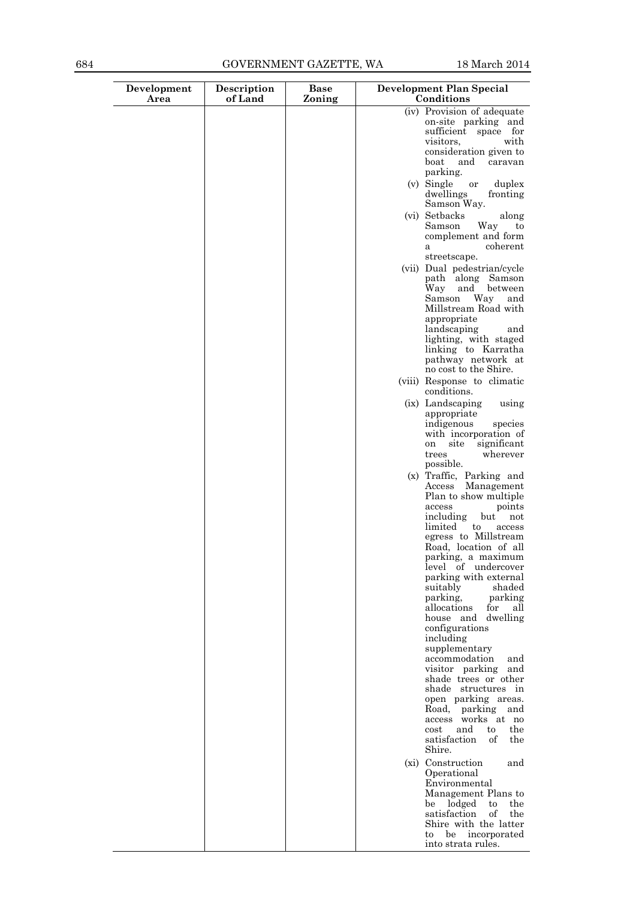| Development Area | Description of Land | Base Zoning | Development Plan Special Conditions |
| --- | --- | --- | --- |
| | | | (iv) Provision of adequate on-site parking and sufficient space for visitors, with consideration given to boat and caravan parking.<br>(v) Single or duplex dwellings fronting Samson Way.<br>(vi) Setbacks along Samson Way to complement and form a coherent streetscape.<br>(vii) Dual pedestrian/cycle path along Samson Way and between Samson Way and Millstream Road with appropriate landscaping and lighting, with staged linking to Karratha pathway network at no cost to the Shire.<br>(viii) Response to climatic conditions.<br>(ix) Landscaping using appropriate indigenous species with incorporation of on site significant trees wherever possible.<br>(x) Traffic, Parking and Access Management Plan to show multiple access points including but not limited to access egress to Millstream Road, location of all parking, a maximum level of undercover parking with external suitably shaded parking, parking allocations for all house and dwelling configurations including supplementary accommodation and visitor parking and shade trees or other shade structures in open parking areas. Road, parking and access works at no cost and to the satisfaction of the Shire.<br>(xi) Construction and Operational Environmental Management Plans to be lodged to the satisfaction of the Shire with the latter to be incorporated into strata rules. |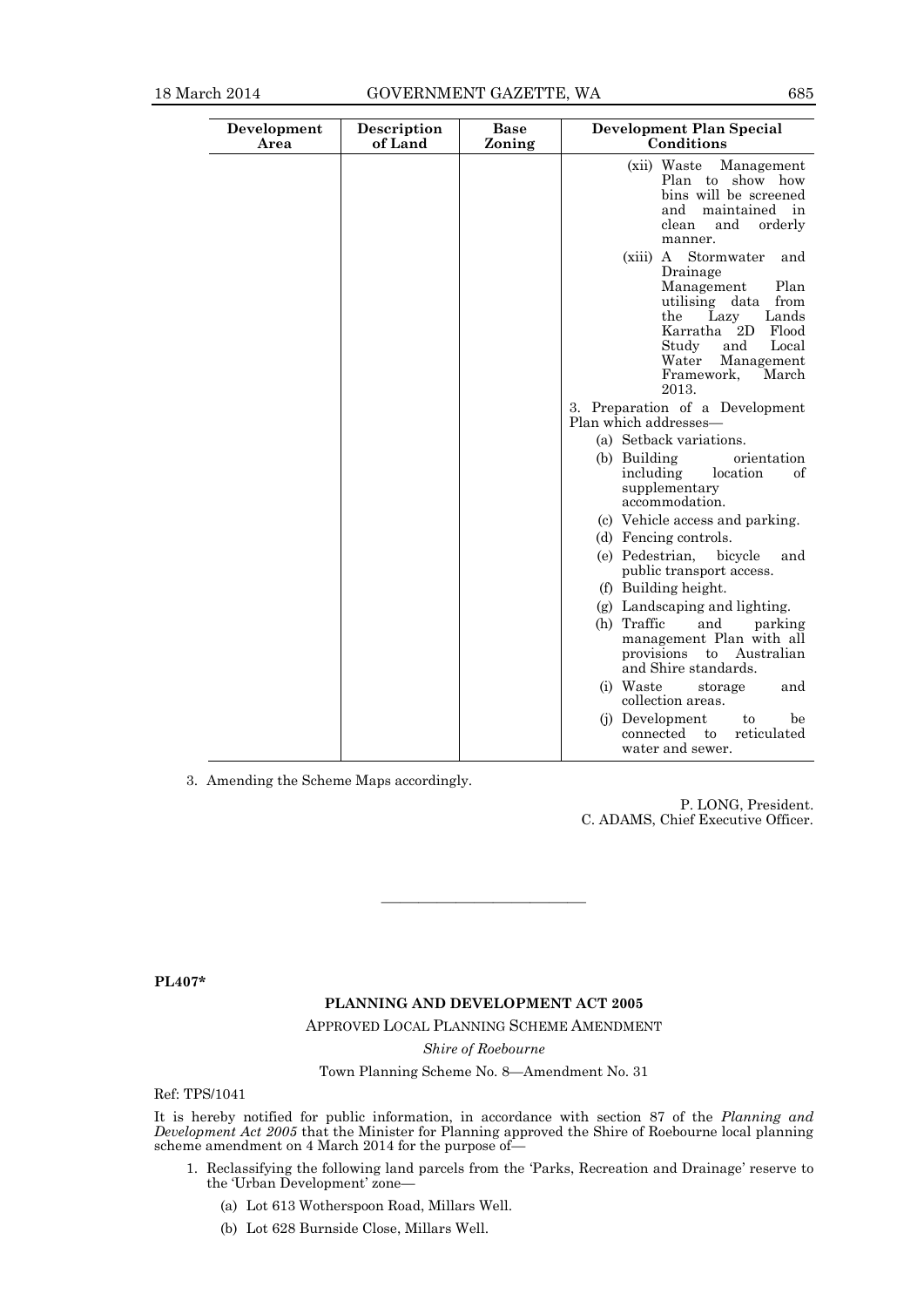| Development Area | Description of Land | Base Zoning | Development Plan Special Conditions |
| --- | --- | --- | --- |
| | | | (xii) Waste Management Plan to show how bins will be screened and maintained in clean and orderly manner.<br>(xiii) A Stormwater and Drainage Management Plan utilising data from the Lazy Lands Karratha 2D Flood Study and Local Water Management Framework, March 2013.<br>3. Preparation of a Development Plan which addresses—<br>(a) Setback variations.<br>(b) Building orientation including location of supplementary accommodation.<br>(c) Vehicle access and parking.<br>(d) Fencing controls.<br>(e) Pedestrian, bicycle and public transport access.<br>(f) Building height.<br>(g) Landscaping and lighting.<br>(h) Traffic and parking management Plan with all provisions to Australian and Shire standards.<br>(i) Waste storage and collection areas.<br>(j) Development to be connected to reticulated water and sewer. |

3. Amending the Scheme Maps accordingly.

P. LONG, President.
C. ADAMS, Chief Executive Officer.

---

**PL407***

**PLANNING AND DEVELOPMENT ACT 2005**

APPROVED LOCAL PLANNING SCHEME AMENDMENT

*Shire of Roebourne*

Town Planning Scheme No. 8—Amendment No. 31

Ref: TPS/1041

It is hereby notified for public information, in accordance with section 87 of the *Planning and Development Act 2005* that the Minister for Planning approved the Shire of Roebourne local planning scheme amendment on 4 March 2014 for the purpose of—

1. Reclassifying the following land parcels from the 'Parks, Recreation and Drainage' reserve to the 'Urban Development' zone—
    (a) Lot 613 Wotherspoon Road, Millars Well.
    (b) Lot 628 Burnside Close, Millars Well.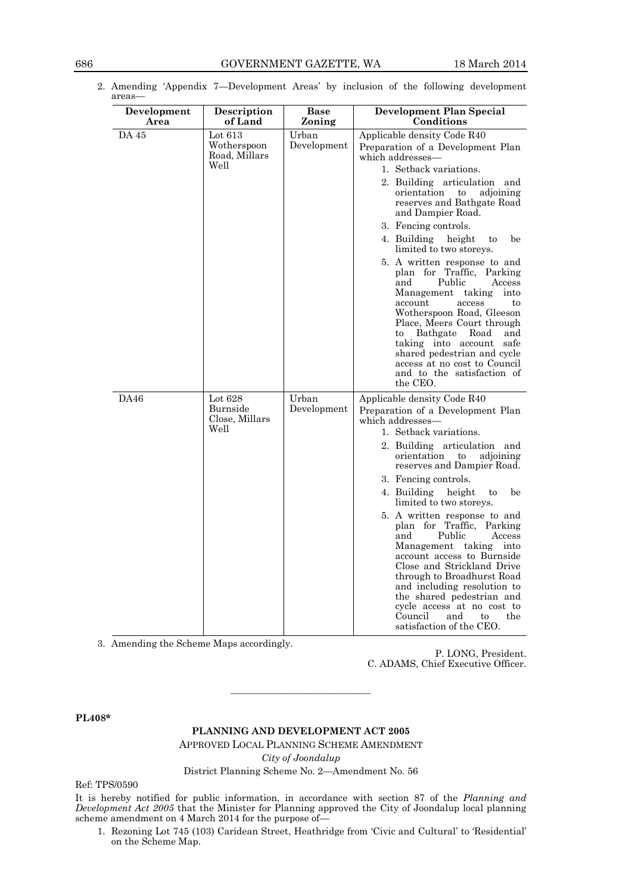2. Amending 'Appendix 7—Development Areas' by inclusion of the following development areas—

| Development Area | Description of Land | Base Zoning | Development Plan Special Conditions |
|---|---|---|---|
| DA 45 | Lot 613 Wotherspoon Road, Millars Well | Urban Development | Applicable density Code R40<br>Preparation of a Development Plan which addresses—<br>1. Setback variations.<br>2. Building articulation and orientation to adjoining reserves and Bathgate Road and Dampier Road.<br>3. Fencing controls.<br>4. Building height to be limited to two storeys.<br>5. A written response to and plan for Traffic, Parking and Public Access Management taking into account access to Wotherspoon Road, Gleeson Place, Meers Court through to Bathgate Road and taking into account safe shared pedestrian and cycle access at no cost to Council and to the satisfaction of the CEO. |
| DA46 | Lot 628 Burnside Close, Millars Well | Urban Development | Applicable density Code R40<br>Preparation of a Development Plan which addresses—<br>1. Setback variations.<br>2. Building articulation and orientation to adjoining reserves and Dampier Road.<br>3. Fencing controls.<br>4. Building height to be limited to two storeys.<br>5. A written response to and plan for Traffic, Parking and Public Access Management taking into account access to Burnside Close and Strickland Drive through to Broadhurst Road and including resolution to the shared pedestrian and cycle access at no cost to Council and to the satisfaction of the CEO. |

3. Amending the Scheme Maps accordingly.

P. LONG, President.
C. ADAMS, Chief Executive Officer.

---

**PL408***

**PLANNING AND DEVELOPMENT ACT 2005**

APPROVED LOCAL PLANNING SCHEME AMENDMENT

*City of Joondalup*

District Planning Scheme No. 2—Amendment No. 56

Ref: TPS/0590

It is hereby notified for public information, in accordance with section 87 of the *Planning and Development Act 2005* that the Minister for Planning approved the City of Joondalup local planning scheme amendment on 4 March 2014 for the purpose of—

1. Rezoning Lot 745 (103) Caridean Street, Heathridge from 'Civic and Cultural' to 'Residential' on the Scheme Map.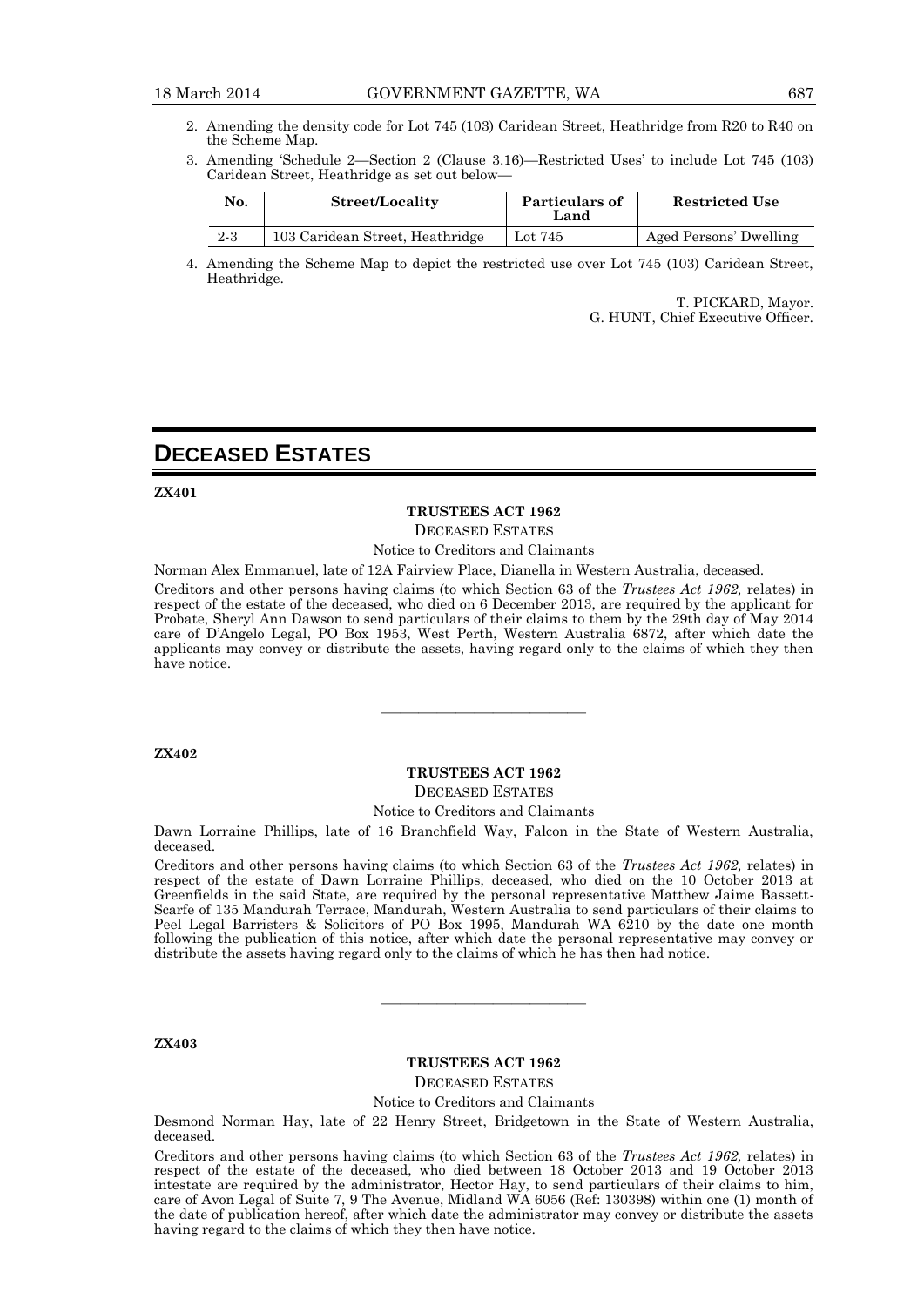2. Amending the density code for Lot 745 (103) Caridean Street, Heathridge from R20 to R40 on the Scheme Map.

3. Amending 'Schedule 2—Section 2 (Clause 3.16)—Restricted Uses' to include Lot 745 (103) Caridean Street, Heathridge as set out below—

| No. | Street/Locality | Particulars of Land | Restricted Use |
|---|---|---|---|
| 2-3 | 103 Caridean Street, Heathridge | Lot 745 | Aged Persons' Dwelling |

4. Amending the Scheme Map to depict the restricted use over Lot 745 (103) Caridean Street, Heathridge.

T. PICKARD, Mayor.
G. HUNT, Chief Executive Officer.

# DECEASED ESTATES

**ZX401**

**TRUSTEES ACT 1962**

DECEASED ESTATES

Notice to Creditors and Claimants

Norman Alex Emmanuel, late of 12A Fairview Place, Dianella in Western Australia, deceased.

Creditors and other persons having claims (to which Section 63 of the *Trustees Act 1962,* relates) in respect of the estate of the deceased, who died on 6 December 2013, are required by the applicant for Probate, Sheryl Ann Dawson to send particulars of their claims to them by the 29th day of May 2014 care of D'Angelo Legal, PO Box 1953, West Perth, Western Australia 6872, after which date the applicants may convey or distribute the assets, having regard only to the claims of which they then have notice.

---

**ZX402**

**TRUSTEES ACT 1962**

DECEASED ESTATES

Notice to Creditors and Claimants

Dawn Lorraine Phillips, late of 16 Branchfield Way, Falcon in the State of Western Australia, deceased.

Creditors and other persons having claims (to which Section 63 of the *Trustees Act 1962,* relates) in respect of the estate of Dawn Lorraine Phillips, deceased, who died on the 10 October 2013 at Greenfields in the said State, are required by the personal representative Matthew Jaime Bassett-Scarfe of 135 Mandurah Terrace, Mandurah, Western Australia to send particulars of their claims to Peel Legal Barristers & Solicitors of PO Box 1995, Mandurah WA 6210 by the date one month following the publication of this notice, after which date the personal representative may convey or distribute the assets having regard only to the claims of which he has then had notice.

---

**ZX403**

**TRUSTEES ACT 1962**

DECEASED ESTATES

Notice to Creditors and Claimants

Desmond Norman Hay, late of 22 Henry Street, Bridgetown in the State of Western Australia, deceased.

Creditors and other persons having claims (to which Section 63 of the *Trustees Act 1962,* relates) in respect of the estate of the deceased, who died between 18 October 2013 and 19 October 2013 intestate are required by the administrator, Hector Hay, to send particulars of their claims to him, care of Avon Legal of Suite 7, 9 The Avenue, Midland WA 6056 (Ref: 130398) within one (1) month of the date of publication hereof, after which date the administrator may convey or distribute the assets having regard to the claims of which they then have notice.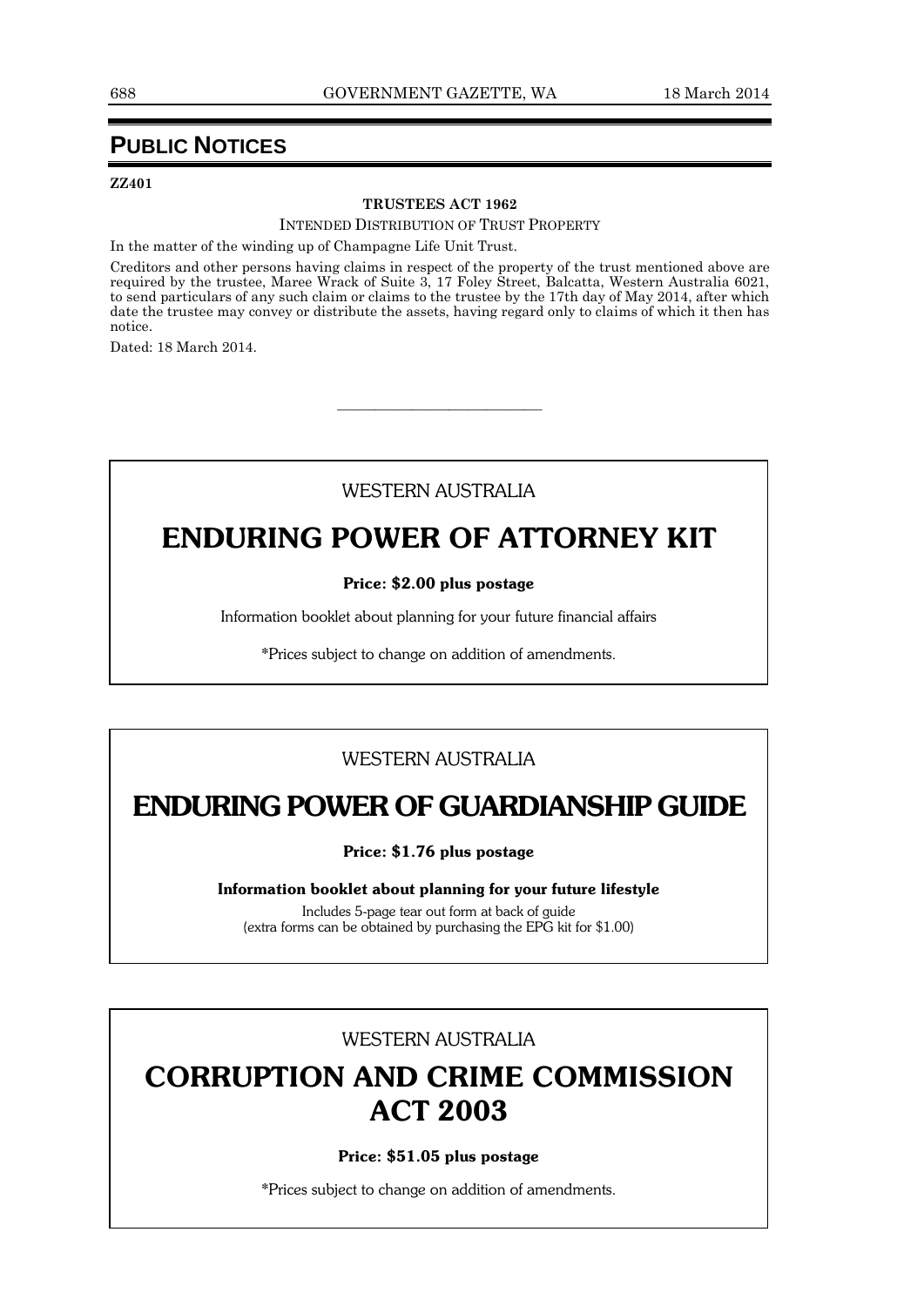# PUBLIC NOTICES

**ZZ401**

**TRUSTEES ACT 1962**

INTENDED DISTRIBUTION OF TRUST PROPERTY

In the matter of the winding up of Champagne Life Unit Trust.

Creditors and other persons having claims in respect of the property of the trust mentioned above are required by the trustee, Maree Wrack of Suite 3, 17 Foley Street, Balcatta, Western Australia 6021, to send particulars of any such claim or claims to the trustee by the 17th day of May 2014, after which date the trustee may convey or distribute the assets, having regard only to claims of which it then has notice.

Dated: 18 March 2014.

---

WESTERN AUSTRALIA

## ENDURING POWER OF ATTORNEY KIT

**Price: $2.00 plus postage**

Information booklet about planning for your future financial affairs

*Prices subject to change on addition of amendments.

---

WESTERN AUSTRALIA

## ENDURING POWER OF GUARDIANSHIP GUIDE

**Price: $1.76 plus postage**

**Information booklet about planning for your future lifestyle**

Includes 5-page tear out form at back of guide
(extra forms can be obtained by purchasing the EPG kit for $1.00)

---

WESTERN AUSTRALIA

## CORRUPTION AND CRIME COMMISSION ACT 2003

**Price: $51.05 plus postage**

*Prices subject to change on addition of amendments.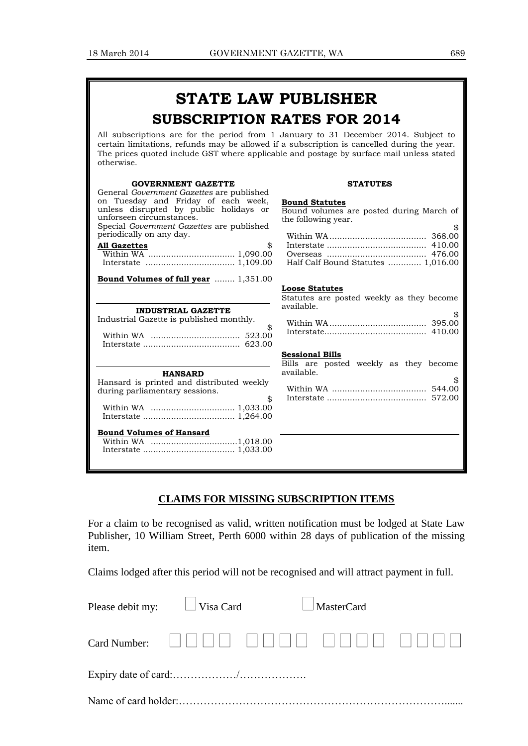# STATE LAW PUBLISHER

## SUBSCRIPTION RATES FOR 2014

All subscriptions are for the period from 1 January to 31 December 2014. Subject to certain limitations, refunds may be allowed if a subscription is cancelled during the year. The prices quoted include GST where applicable and postage by surface mail unless stated otherwise.

### GOVERNMENT GAZETTE

General *Government Gazettes* are published on Tuesday and Friday of each week, unless disrupted by public holidays or unforseen circumstances.

Special *Government Gazettes* are published periodically on any day.

**All Gazettes** $

Within WA .................................. 1,090.00
Interstate .................................. 1,109.00

**Bound Volumes of full year** ........ 1,351.00

### INDUSTRIAL GAZETTE

Industrial Gazette is published monthly.

$

Within WA .................................. 523.00
Interstate ...................................... 623.00

### HANSARD

Hansard is printed and distributed weekly during parliamentary sessions.

$

Within WA ................................ 1,033.00
Interstate .................................. 1,264.00

**Bound Volumes of Hansard**

Within WA ..................................1,018.00
Interstate .................................. 1,033.00

### STATUTES

**Bound Statutes**

Bound volumes are posted during March of the following year.

$

Within WA ..................................... 368.00
Interstate ...................................... 410.00
Overseas ....................................... 476.00
Half Calf Bound Statutes ............. 1,016.00

**Loose Statutes**

Statutes are posted weekly as they become available.

$

Within WA ..................................... 395.00
Interstate....................................... 410.00

**Sessional Bills**

Bills are posted weekly as they become available.

$

Within WA .................................... 544.00
Interstate ...................................... 572.00

## CLAIMS FOR MISSING SUBSCRIPTION ITEMS

For a claim to be recognised as valid, written notification must be lodged at State Law Publisher, 10 William Street, Perth 6000 within 28 days of publication of the missing item.

Claims lodged after this period will not be recognised and will attract payment in full.

Please debit my: ☐ Visa Card ☐ MasterCard

Card Number: ☐☐☐☐ ☐☐☐☐ ☐☐☐☐ ☐☐☐☐

Expiry date of card:………………/……………….

Name of card holder:…………………………………………………………………......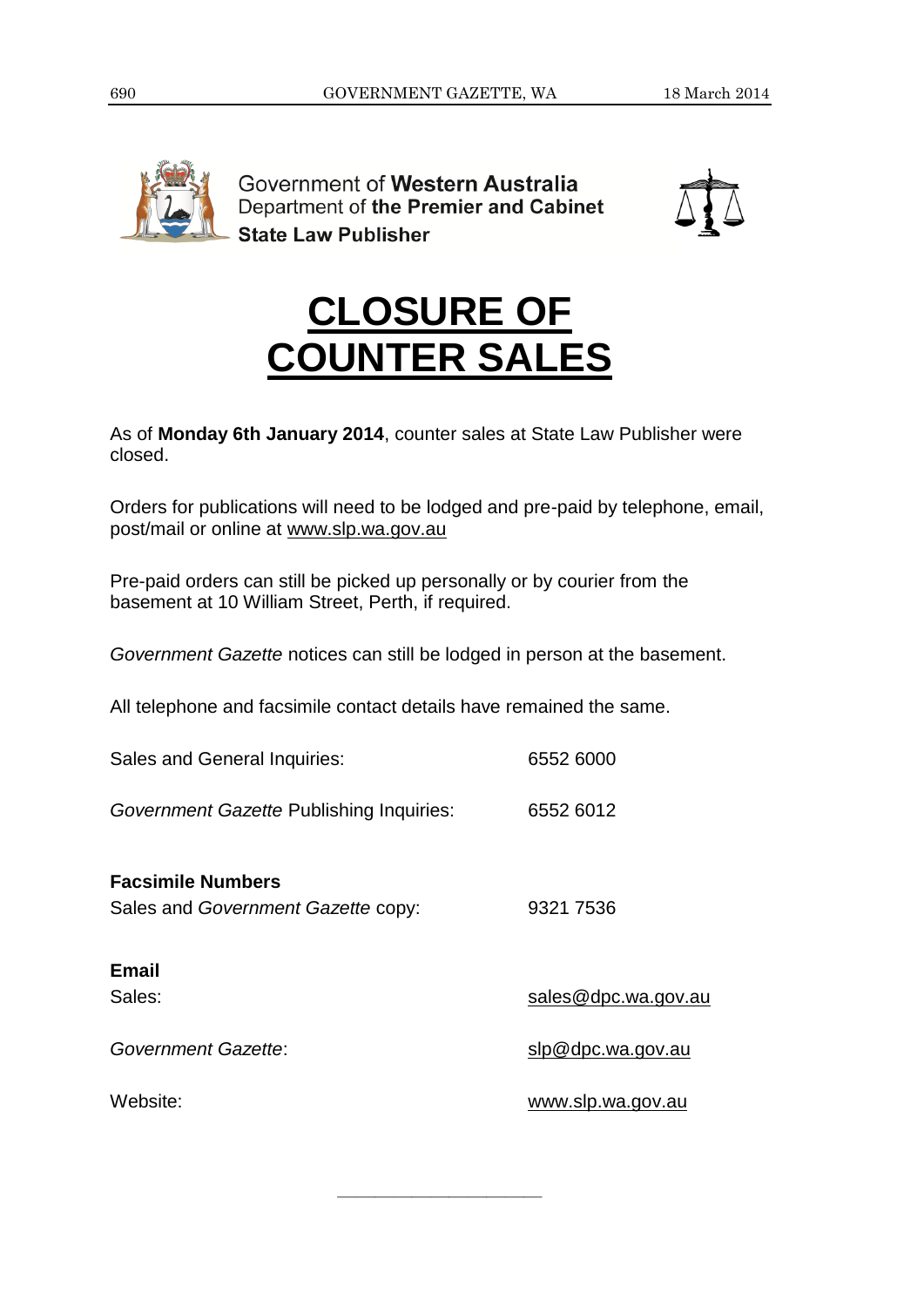Government of **Western Australia**
Department of **the Premier and Cabinet**
**State Law Publisher**

# CLOSURE OF COUNTER SALES

As of **Monday 6th January 2014**, counter sales at State Law Publisher were closed.

Orders for publications will need to be lodged and pre-paid by telephone, email, post/mail or online at www.slp.wa.gov.au

Pre-paid orders can still be picked up personally or by courier from the basement at 10 William Street, Perth, if required.

*Government Gazette* notices can still be lodged in person at the basement.

All telephone and facsimile contact details have remained the same.

| | |
|---|---|
| Sales and General Inquiries: | 6552 6000 |
| *Government Gazette* Publishing Inquiries: | 6552 6012 |

**Facsimile Numbers**

| | |
|---|---|
| Sales and *Government Gazette* copy: | 9321 7536 |

**Email**

| | |
|---|---|
| Sales: | sales@dpc.wa.gov.au |
| *Government Gazette*: | slp@dpc.wa.gov.au |
| Website: | www.slp.wa.gov.au |

---